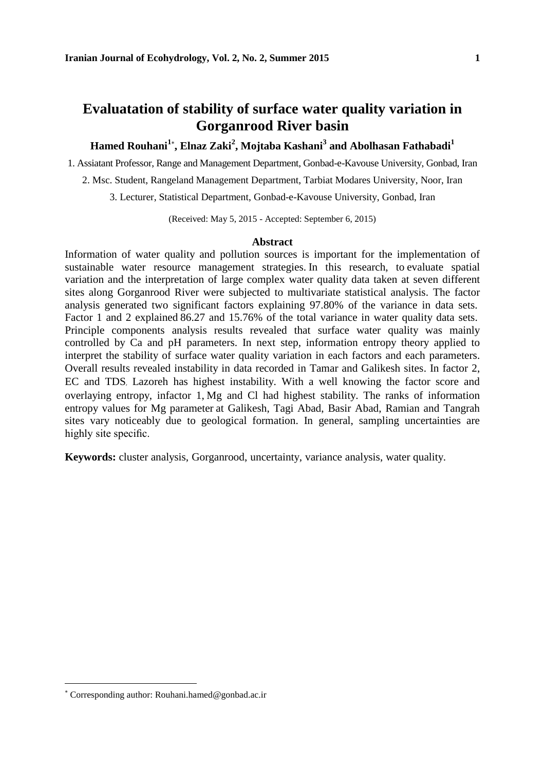# Evaluatation of stability of surface water quality variation in Gorganrood River basin

**Hamed Rouhani[1*], Elnaz Zaki[2], Mojtaba Kashani[3] and Abolhasan Fathabadi[1]**

1. Assiatant Professor, Range and Management Department, Gonbad-e-Kavouse University, Gonbad, Iran

2. Msc. Student, Rangeland Management Department, Tarbiat Modares University, Noor, Iran

3. Lecturer, Statistical Department, Gonbad-e-Kavouse University, Gonbad, Iran

(Received: May 5, 2015 - Accepted: September 6, 2015)

## Abstract

Information of water quality and pollution sources is important for the implementation of sustainable water resource management strategies. In this research, to evaluate spatial variation and the interpretation of large complex water quality data taken at seven different sites along Gorganrood River were subjected to multivariate statistical analysis. The factor analysis generated two significant factors explaining 97.80% of the variance in data sets. Factor 1 and 2 explained 86.27 and 15.76% of the total variance in water quality data sets. Principle components analysis results revealed that surface water quality was mainly controlled by Ca and pH parameters. In next step, information entropy theory applied to interpret the stability of surface water quality variation in each factors and each parameters. Overall results revealed instability in data recorded in Tamar and Galikesh sites. In factor 2, EC and TDS, Lazoreh has highest instability. With a well knowing the factor score and overlaying entropy, infactor 1, Mg and Cl had highest stability. The ranks of information entropy values for Mg parameter at Galikesh, Tagi Abad, Basir Abad, Ramian and Tangrah sites vary noticeably due to geological formation. In general, sampling uncertainties are highly site specific.

**Keywords:** cluster analysis, Gorganrood, uncertainty, variance analysis, water quality.

---

[*] Corresponding author: Rouhani.hamed@gonbad.ac.ir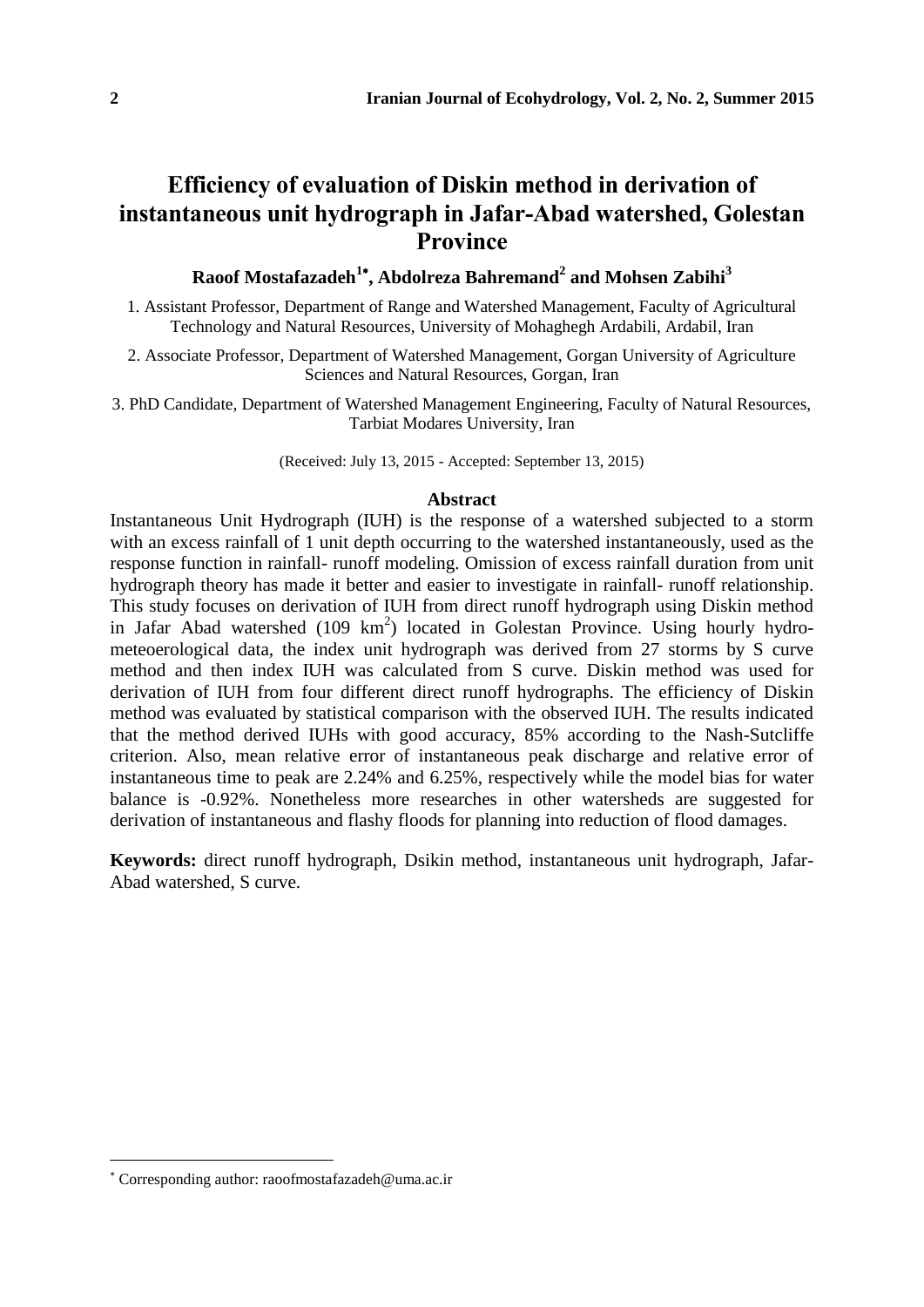# Efficiency of evaluation of Diskin method in derivation of instantaneous unit hydrograph in Jafar-Abad watershed, Golestan Province

**Raoof Mostafazadeh[1*], Abdolreza Bahremand[2] and Mohsen Zabihi[3]**

1. Assistant Professor, Department of Range and Watershed Management, Faculty of Agricultural Technology and Natural Resources, University of Mohaghegh Ardabili, Ardabil, Iran

2. Associate Professor, Department of Watershed Management, Gorgan University of Agriculture Sciences and Natural Resources, Gorgan, Iran

3. PhD Candidate, Department of Watershed Management Engineering, Faculty of Natural Resources, Tarbiat Modares University, Iran

(Received: July 13, 2015 - Accepted: September 13, 2015)

## Abstract

Instantaneous Unit Hydrograph (IUH) is the response of a watershed subjected to a storm with an excess rainfall of 1 unit depth occurring to the watershed instantaneously, used as the response function in rainfall- runoff modeling. Omission of excess rainfall duration from unit hydrograph theory has made it better and easier to investigate in rainfall- runoff relationship. This study focuses on derivation of IUH from direct runoff hydrograph using Diskin method in Jafar Abad watershed (109 $km^2$) located in Golestan Province. Using hourly hydro-meteoerological data, the index unit hydrograph was derived from 27 storms by S curve method and then index IUH was calculated from S curve. Diskin method was used for derivation of IUH from four different direct runoff hydrographs. The efficiency of Diskin method was evaluated by statistical comparison with the observed IUH. The results indicated that the method derived IUHs with good accuracy, 85% according to the Nash-Sutcliffe criterion. Also, mean relative error of instantaneous peak discharge and relative error of instantaneous time to peak are 2.24% and 6.25%, respectively while the model bias for water balance is -0.92%. Nonetheless more researches in other watersheds are suggested for derivation of instantaneous and flashy floods for planning into reduction of flood damages.

**Keywords:** direct runoff hydrograph, Dsikin method, instantaneous unit hydrograph, Jafar-Abad watershed, S curve.

---

* Corresponding author: raoofmostafazadeh@uma.ac.ir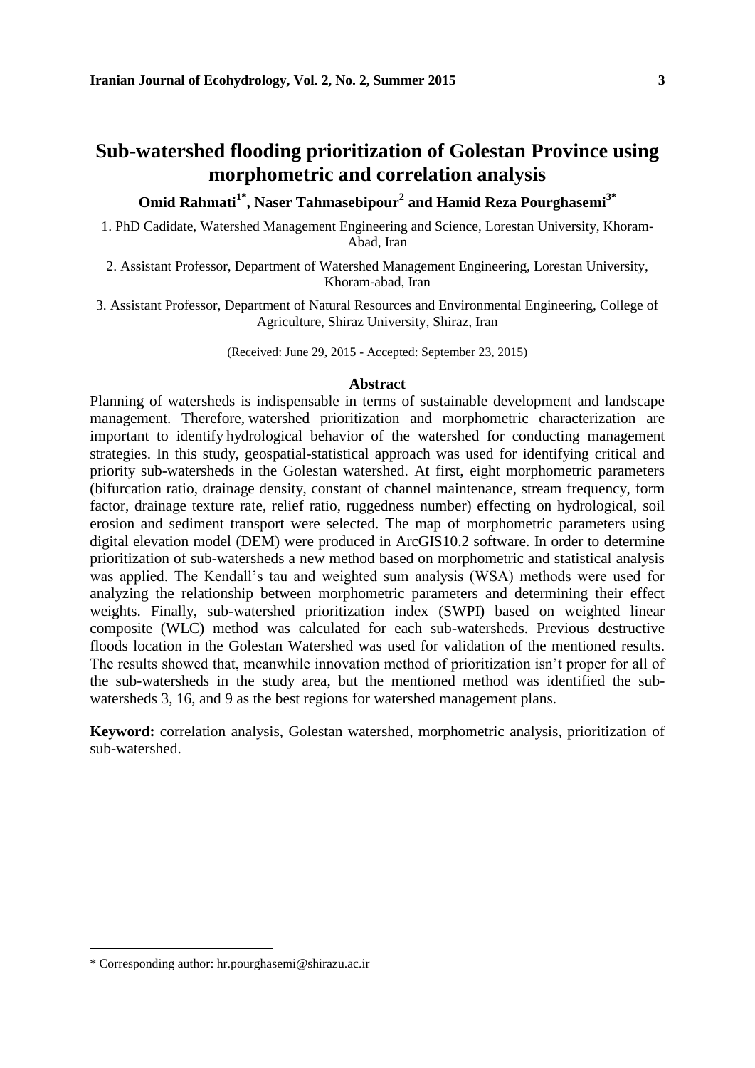# Sub-watershed flooding prioritization of Golestan Province using morphometric and correlation analysis

**Omid Rahmati[1*], Naser Tahmasebipour[2] and Hamid Reza Pourghasemi[3*]**

1. PhD Cadidate, Watershed Management Engineering and Science, Lorestan University, Khoram-Abad, Iran

2. Assistant Professor, Department of Watershed Management Engineering, Lorestan University, Khoram-abad, Iran

3. Assistant Professor, Department of Natural Resources and Environmental Engineering, College of Agriculture, Shiraz University, Shiraz, Iran

(Received: June 29, 2015 - Accepted: September 23, 2015)

## Abstract

Planning of watersheds is indispensable in terms of sustainable development and landscape management. Therefore, watershed prioritization and morphometric characterization are important to identify hydrological behavior of the watershed for conducting management strategies. In this study, geospatial-statistical approach was used for identifying critical and priority sub-watersheds in the Golestan watershed. At first, eight morphometric parameters (bifurcation ratio, drainage density, constant of channel maintenance, stream frequency, form factor, drainage texture rate, relief ratio, ruggedness number) effecting on hydrological, soil erosion and sediment transport were selected. The map of morphometric parameters using digital elevation model (DEM) were produced in ArcGIS10.2 software. In order to determine prioritization of sub-watersheds a new method based on morphometric and statistical analysis was applied. The Kendall's tau and weighted sum analysis (WSA) methods were used for analyzing the relationship between morphometric parameters and determining their effect weights. Finally, sub-watershed prioritization index (SWPI) based on weighted linear composite (WLC) method was calculated for each sub-watersheds. Previous destructive floods location in the Golestan Watershed was used for validation of the mentioned results. The results showed that, meanwhile innovation method of prioritization isn't proper for all of the sub-watersheds in the study area, but the mentioned method was identified the sub-watersheds 3, 16, and 9 as the best regions for watershed management plans.

**Keyword:** correlation analysis, Golestan watershed, morphometric analysis, prioritization of sub-watershed.

---

\* Corresponding author: hr.pourghasemi@shirazu.ac.ir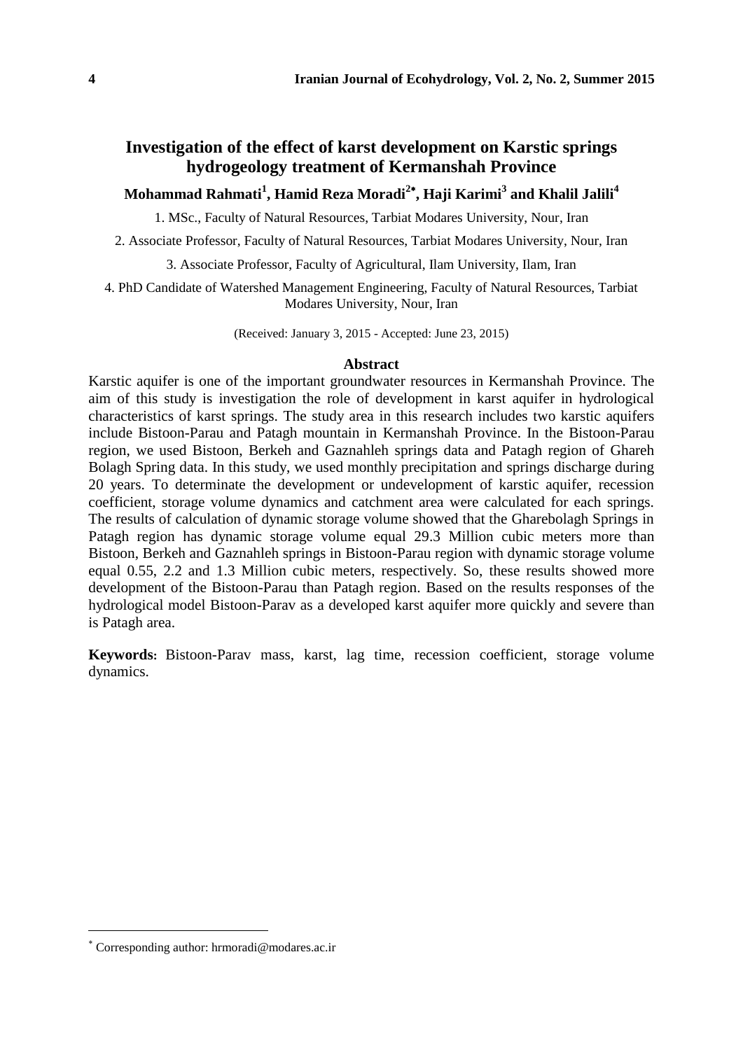# Investigation of the effect of karst development on Karstic springs hydrogeology treatment of Kermanshah Province

**Mohammad Rahmati[1], Hamid Reza Moradi[2*], Haji Karimi[3] and Khalil Jalili[4]**

1. MSc., Faculty of Natural Resources, Tarbiat Modares University, Nour, Iran

2. Associate Professor, Faculty of Natural Resources, Tarbiat Modares University, Nour, Iran

3. Associate Professor, Faculty of Agricultural, Ilam University, Ilam, Iran

4. PhD Candidate of Watershed Management Engineering, Faculty of Natural Resources, Tarbiat Modares University, Nour, Iran

(Received: January 3, 2015 - Accepted: June 23, 2015)

## Abstract

Karstic aquifer is one of the important groundwater resources in Kermanshah Province. The aim of this study is investigation the role of development in karst aquifer in hydrological characteristics of karst springs. The study area in this research includes two karstic aquifers include Bistoon-Parau and Patagh mountain in Kermanshah Province. In the Bistoon-Parau region, we used Bistoon, Berkeh and Gaznahleh springs data and Patagh region of Ghareh Bolagh Spring data. In this study, we used monthly precipitation and springs discharge during 20 years. To determinate the development or undevelopment of karstic aquifer, recession coefficient, storage volume dynamics and catchment area were calculated for each springs. The results of calculation of dynamic storage volume showed that the Gharebolagh Springs in Patagh region has dynamic storage volume equal 29.3 Million cubic meters more than Bistoon, Berkeh and Gaznahleh springs in Bistoon-Parau region with dynamic storage volume equal 0.55, 2.2 and 1.3 Million cubic meters, respectively. So, these results showed more development of the Bistoon-Parau than Patagh region. Based on the results responses of the hydrological model Bistoon-Parav as a developed karst aquifer more quickly and severe than is Patagh area.

**Keywords:** Bistoon-Parav mass, karst, lag time, recession coefficient, storage volume dynamics.

---

* Corresponding author: hrmoradi@modares.ac.ir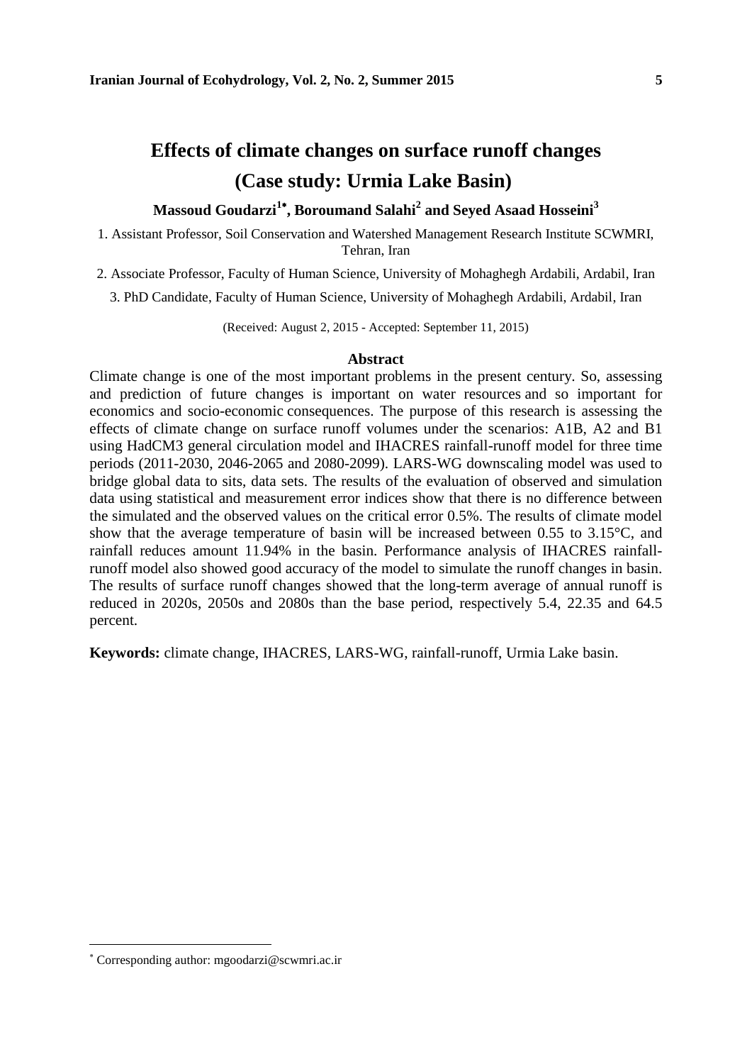# Effects of climate changes on surface runoff changes (Case study: Urmia Lake Basin)

**Massoud Goudarzi[1*], Boroumand Salahi[2] and Seyed Asaad Hosseini[3]**

1. Assistant Professor, Soil Conservation and Watershed Management Research Institute SCWMRI, Tehran, Iran

2. Associate Professor, Faculty of Human Science, University of Mohaghegh Ardabili, Ardabil, Iran

3. PhD Candidate, Faculty of Human Science, University of Mohaghegh Ardabili, Ardabil, Iran

(Received: August 2, 2015 - Accepted: September 11, 2015)

## Abstract

Climate change is one of the most important problems in the present century. So, assessing and prediction of future changes is important on water resources and so important for economics and socio-economic consequences. The purpose of this research is assessing the effects of climate change on surface runoff volumes under the scenarios: A1B, A2 and B1 using HadCM3 general circulation model and IHACRES rainfall-runoff model for three time periods (2011-2030, 2046-2065 and 2080-2099). LARS-WG downscaling model was used to bridge global data to sits, data sets. The results of the evaluation of observed and simulation data using statistical and measurement error indices show that there is no difference between the simulated and the observed values on the critical error 0.5%. The results of climate model show that the average temperature of basin will be increased between 0.55 to 3.15°C, and rainfall reduces amount 11.94% in the basin. Performance analysis of IHACRES rainfall-runoff model also showed good accuracy of the model to simulate the runoff changes in basin. The results of surface runoff changes showed that the long-term average of annual runoff is reduced in 2020s, 2050s and 2080s than the base period, respectively 5.4, 22.35 and 64.5 percent.

**Keywords:** climate change, IHACRES, LARS-WG, rainfall-runoff, Urmia Lake basin.

[*] Corresponding author: mgoodarzi@scwmri.ac.ir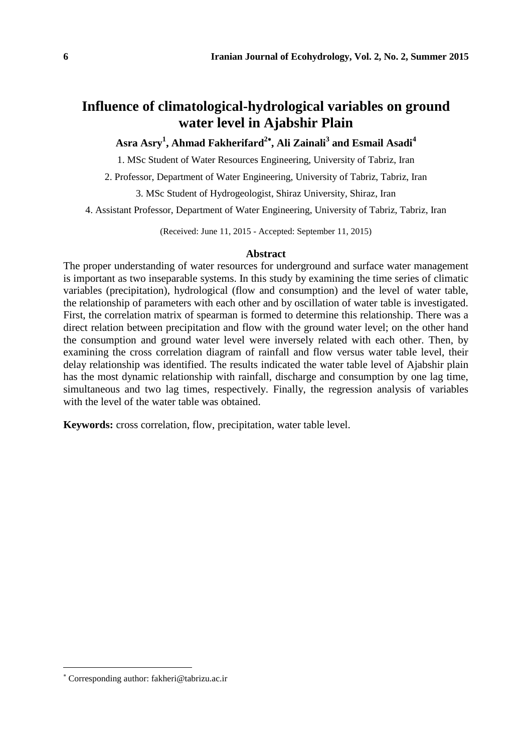# Influence of climatological-hydrological variables on ground water level in Ajabshir Plain

**Asra Asry[1], Ahmad Fakherifard[2*], Ali Zainali[3] and Esmail Asadi[4]**

1. MSc Student of Water Resources Engineering, University of Tabriz, Iran

2. Professor, Department of Water Engineering, University of Tabriz, Tabriz, Iran

3. MSc Student of Hydrogeologist, Shiraz University, Shiraz, Iran

4. Assistant Professor, Department of Water Engineering, University of Tabriz, Tabriz, Iran

(Received: June 11, 2015 - Accepted: September 11, 2015)

## Abstract

The proper understanding of water resources for underground and surface water management is important as two inseparable systems. In this study by examining the time series of climatic variables (precipitation), hydrological (flow and consumption) and the level of water table, the relationship of parameters with each other and by oscillation of water table is investigated. First, the correlation matrix of spearman is formed to determine this relationship. There was a direct relation between precipitation and flow with the ground water level; on the other hand the consumption and ground water level were inversely related with each other. Then, by examining the cross correlation diagram of rainfall and flow versus water table level, their delay relationship was identified. The results indicated the water table level of Ajabshir plain has the most dynamic relationship with rainfall, discharge and consumption by one lag time, simultaneous and two lag times, respectively. Finally, the regression analysis of variables with the level of the water table was obtained.

**Keywords:** cross correlation, flow, precipitation, water table level.

[*] Corresponding author: fakheri@tabrizu.ac.ir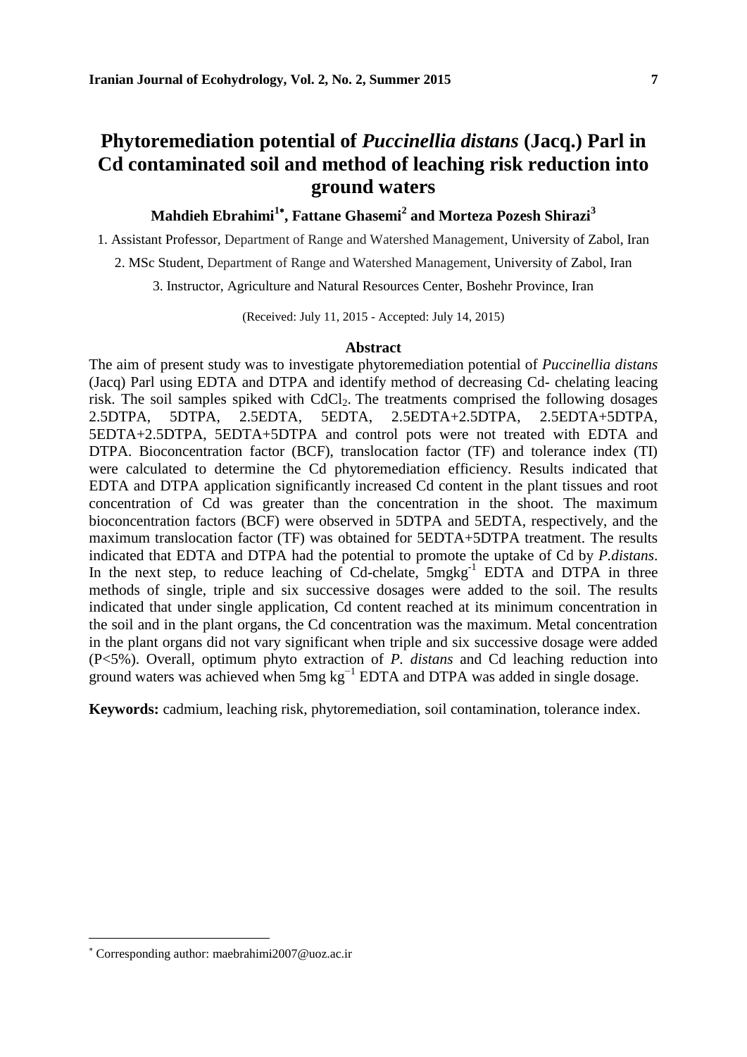# Phytoremediation potential of *Puccinellia distans* (Jacq.) Parl in Cd contaminated soil and method of leaching risk reduction into ground waters

**Mahdieh Ebrahimi[1*], Fattane Ghasemi[2] and Morteza Pozesh Shirazi[3]**

1. Assistant Professor, Department of Range and Watershed Management, University of Zabol, Iran
2. MSc Student, Department of Range and Watershed Management, University of Zabol, Iran
3. Instructor, Agriculture and Natural Resources Center, Boshehr Province, Iran

(Received: July 11, 2015 - Accepted: July 14, 2015)

## Abstract

The aim of present study was to investigate phytoremediation potential of *Puccinellia distans* (Jacq) Parl using EDTA and DTPA and identify method of decreasing Cd- chelating leacing risk. The soil samples spiked with $CdCl_2$. The treatments comprised the following dosages 2.5DTPA, 5DTPA, 2.5EDTA, 5EDTA, 2.5EDTA+2.5DTPA, 2.5EDTA+5DTPA, 5EDTA+2.5DTPA, 5EDTA+5DTPA and control pots were not treated with EDTA and DTPA. Bioconcentration factor (BCF), translocation factor (TF) and tolerance index (TI) were calculated to determine the Cd phytoremediation efficiency. Results indicated that EDTA and DTPA application significantly increased Cd content in the plant tissues and root concentration of Cd was greater than the concentration in the shoot. The maximum bioconcentration factors (BCF) were observed in 5DTPA and 5EDTA, respectively, and the maximum translocation factor (TF) was obtained for 5EDTA+5DTPA treatment. The results indicated that EDTA and DTPA had the potential to promote the uptake of Cd by *P.distans*. In the next step, to reduce leaching of Cd-chelate, $5 mgkg^{-1}$ EDTA and DTPA in three methods of single, triple and six successive dosages were added to the soil. The results indicated that under single application, Cd content reached at its minimum concentration in the soil and in the plant organs, the Cd concentration was the maximum. Metal concentration in the plant organs did not vary significant when triple and six successive dosage were added ($P<5\%$). Overall, optimum phyto extraction of *P. distans* and Cd leaching reduction into ground waters was achieved when $5 mg\ kg^{-1}$ EDTA and DTPA was added in single dosage.

**Keywords:** cadmium, leaching risk, phytoremediation, soil contamination, tolerance index.

---

[*] Corresponding author: maebrahimi2007@uoz.ac.ir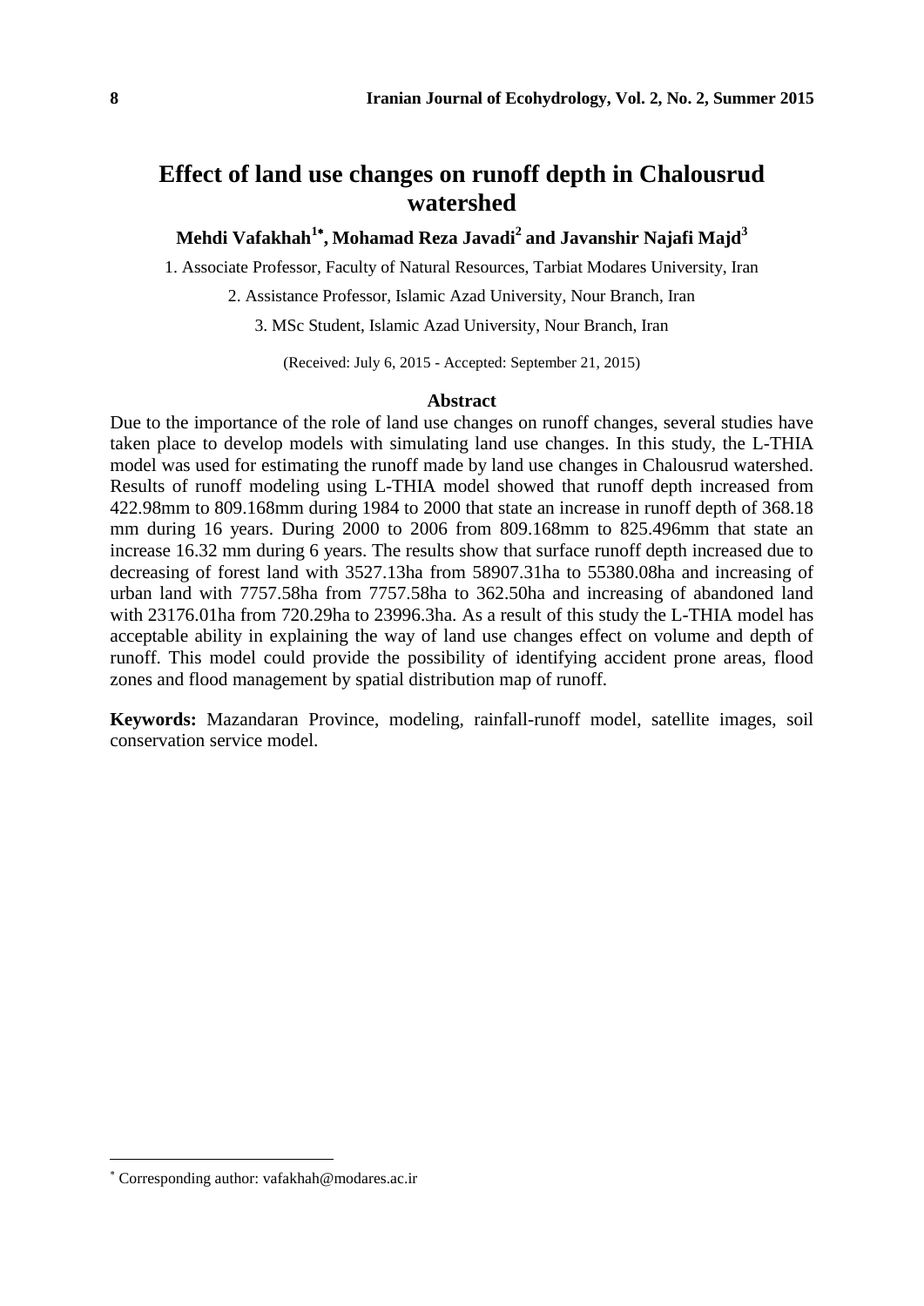# Effect of land use changes on runoff depth in Chalousrud watershed

**Mehdi Vafakhah[1*], Mohamad Reza Javadi[2] and Javanshir Najafi Majd[3]**

1. Associate Professor, Faculty of Natural Resources, Tarbiat Modares University, Iran

2. Assistance Professor, Islamic Azad University, Nour Branch, Iran

3. MSc Student, Islamic Azad University, Nour Branch, Iran

(Received: July 6, 2015 - Accepted: September 21, 2015)

## Abstract

Due to the importance of the role of land use changes on runoff changes, several studies have taken place to develop models with simulating land use changes. In this study, the L-THIA model was used for estimating the runoff made by land use changes in Chalousrud watershed. Results of runoff modeling using L-THIA model showed that runoff depth increased from 422.98mm to 809.168mm during 1984 to 2000 that state an increase in runoff depth of 368.18 mm during 16 years. During 2000 to 2006 from 809.168mm to 825.496mm that state an increase 16.32 mm during 6 years. The results show that surface runoff depth increased due to decreasing of forest land with 3527.13ha from 58907.31ha to 55380.08ha and increasing of urban land with 7757.58ha from 7757.58ha to 362.50ha and increasing of abandoned land with 23176.01ha from 720.29ha to 23996.3ha. As a result of this study the L-THIA model has acceptable ability in explaining the way of land use changes effect on volume and depth of runoff. This model could provide the possibility of identifying accident prone areas, flood zones and flood management by spatial distribution map of runoff.

**Keywords:** Mazandaran Province, modeling, rainfall-runoff model, satellite images, soil conservation service model.

---

[*] Corresponding author: vafakhah@modares.ac.ir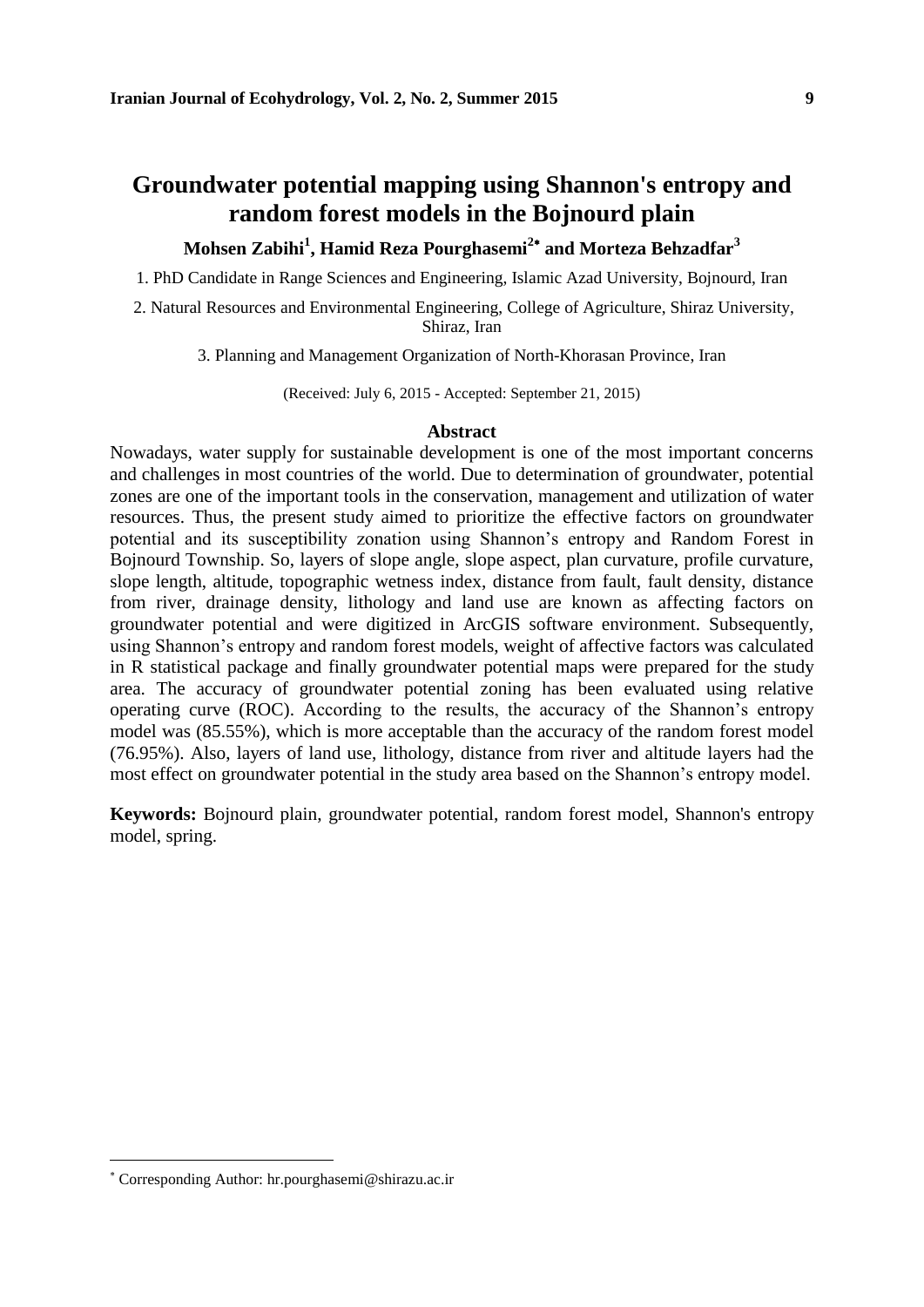# Groundwater potential mapping using Shannon's entropy and random forest models in the Bojnourd plain

**Mohsen Zabihi[1], Hamid Reza Pourghasemi[2*] and Morteza Behzadfar[3]**

1. PhD Candidate in Range Sciences and Engineering, Islamic Azad University, Bojnourd, Iran

2. Natural Resources and Environmental Engineering, College of Agriculture, Shiraz University, Shiraz, Iran

3. Planning and Management Organization of North-Khorasan Province, Iran

(Received: July 6, 2015 - Accepted: September 21, 2015)

## Abstract

Nowadays, water supply for sustainable development is one of the most important concerns and challenges in most countries of the world. Due to determination of groundwater, potential zones are one of the important tools in the conservation, management and utilization of water resources. Thus, the present study aimed to prioritize the effective factors on groundwater potential and its susceptibility zonation using Shannon's entropy and Random Forest in Bojnourd Township. So, layers of slope angle, slope aspect, plan curvature, profile curvature, slope length, altitude, topographic wetness index, distance from fault, fault density, distance from river, drainage density, lithology and land use are known as affecting factors on groundwater potential and were digitized in ArcGIS software environment. Subsequently, using Shannon's entropy and random forest models, weight of affective factors was calculated in R statistical package and finally groundwater potential maps were prepared for the study area. The accuracy of groundwater potential zoning has been evaluated using relative operating curve (ROC). According to the results, the accuracy of the Shannon's entropy model was (85.55%), which is more acceptable than the accuracy of the random forest model (76.95%). Also, layers of land use, lithology, distance from river and altitude layers had the most effect on groundwater potential in the study area based on the Shannon's entropy model.

**Keywords:** Bojnourd plain, groundwater potential, random forest model, Shannon's entropy model, spring.

---

* Corresponding Author: hr.pourghasemi@shirazu.ac.ir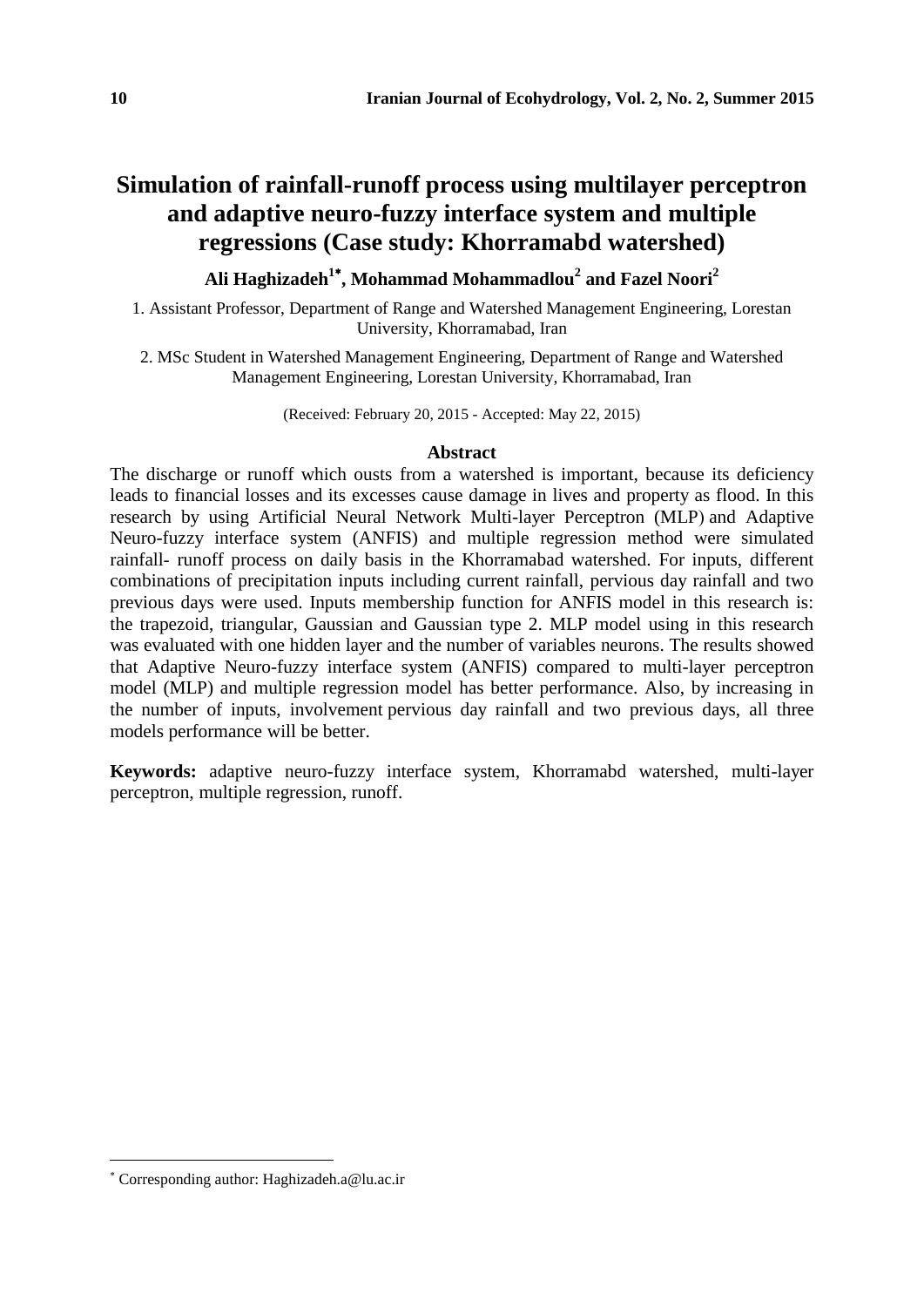# Simulation of rainfall-runoff process using multilayer perceptron and adaptive neuro-fuzzy interface system and multiple regressions (Case study: Khorramabd watershed)

**Ali Haghizadeh[1*], Mohammad Mohammadlou[2] and Fazel Noori[2]**

1. Assistant Professor, Department of Range and Watershed Management Engineering, Lorestan University, Khorramabad, Iran

2. MSc Student in Watershed Management Engineering, Department of Range and Watershed Management Engineering, Lorestan University, Khorramabad, Iran

(Received: February 20, 2015 - Accepted: May 22, 2015)

## Abstract

The discharge or runoff which ousts from a watershed is important, because its deficiency leads to financial losses and its excesses cause damage in lives and property as flood. In this research by using Artificial Neural Network Multi-layer Perceptron (MLP) and Adaptive Neuro-fuzzy interface system (ANFIS) and multiple regression method were simulated rainfall- runoff process on daily basis in the Khorramabad watershed. For inputs, different combinations of precipitation inputs including current rainfall, pervious day rainfall and two previous days were used. Inputs membership function for ANFIS model in this research is: the trapezoid, triangular, Gaussian and Gaussian type 2. MLP model using in this research was evaluated with one hidden layer and the number of variables neurons. The results showed that Adaptive Neuro-fuzzy interface system (ANFIS) compared to multi-layer perceptron model (MLP) and multiple regression model has better performance. Also, by increasing in the number of inputs, involvement pervious day rainfall and two previous days, all three models performance will be better.

**Keywords:** adaptive neuro-fuzzy interface system, Khorramabd watershed, multi-layer perceptron, multiple regression, runoff.

[*] Corresponding author: Haghizadeh.a@lu.ac.ir